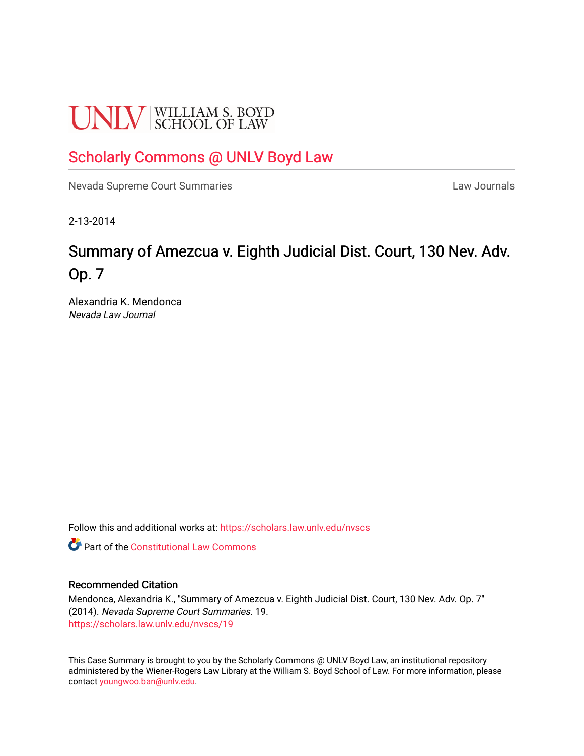UNLV | WILLIAM S. BOYD SCHOOL OF LAW

# Scholarly Commons @ UNLV Boyd Law

Nevada Supreme Court Summaries | Law Journals

2-13-2014

# Summary of Amezcua v. Eighth Judicial Dist. Court, 130 Nev. Adv. Op. 7

Alexandria K. Mendonca

*Nevada Law Journal*

Follow this and additional works at: https://scholars.law.unlv.edu/nvscs

Part of the Constitutional Law Commons

## Recommended Citation

Mendonca, Alexandria K., "Summary of Amezcua v. Eighth Judicial Dist. Court, 130 Nev. Adv. Op. 7" (2014). *Nevada Supreme Court Summaries*. 19.
https://scholars.law.unlv.edu/nvscs/19

This Case Summary is brought to you by the Scholarly Commons @ UNLV Boyd Law, an institutional repository administered by the Wiener-Rogers Law Library at the William S. Boyd School of Law. For more information, please contact youngwoo.ban@unlv.edu.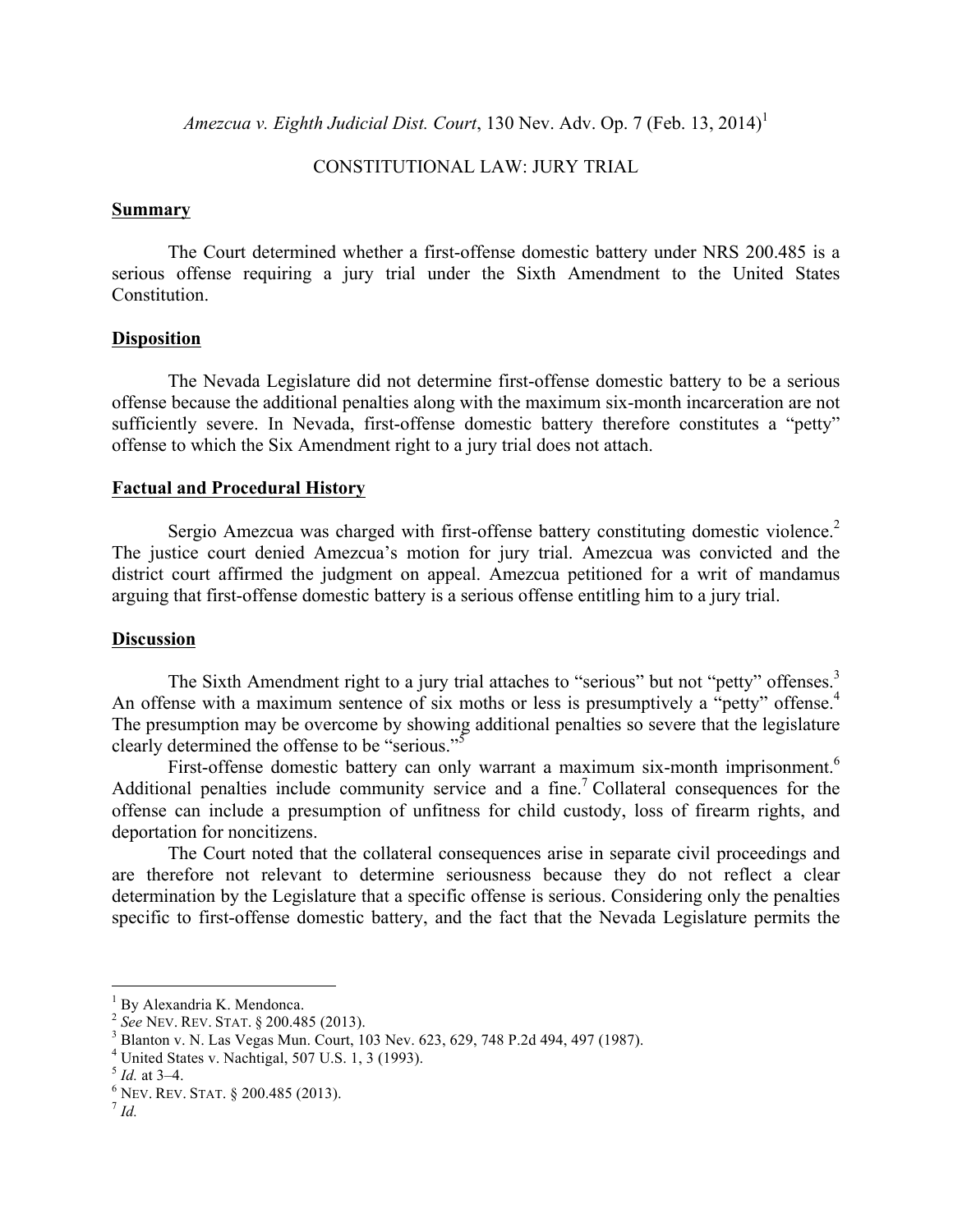*Amezcua v. Eighth Judicial Dist. Court*, 130 Nev. Adv. Op. 7 (Feb. 13, 2014)[1]

CONSTITUTIONAL LAW: JURY TRIAL

## Summary

The Court determined whether a first-offense domestic battery under NRS 200.485 is a serious offense requiring a jury trial under the Sixth Amendment to the United States Constitution.

## Disposition

The Nevada Legislature did not determine first-offense domestic battery to be a serious offense because the additional penalties along with the maximum six-month incarceration are not sufficiently severe. In Nevada, first-offense domestic battery therefore constitutes a "petty" offense to which the Six Amendment right to a jury trial does not attach.

## Factual and Procedural History

Sergio Amezcua was charged with first-offense battery constituting domestic violence.[2] The justice court denied Amezcua's motion for jury trial. Amezcua was convicted and the district court affirmed the judgment on appeal. Amezcua petitioned for a writ of mandamus arguing that first-offense domestic battery is a serious offense entitling him to a jury trial.

## Discussion

The Sixth Amendment right to a jury trial attaches to "serious" but not "petty" offenses.[3] An offense with a maximum sentence of six moths or less is presumptively a "petty" offense.[4] The presumption may be overcome by showing additional penalties so severe that the legislature clearly determined the offense to be "serious."[5]

First-offense domestic battery can only warrant a maximum six-month imprisonment.[6] Additional penalties include community service and a fine.[7] Collateral consequences for the offense can include a presumption of unfitness for child custody, loss of firearm rights, and deportation for noncitizens.

The Court noted that the collateral consequences arise in separate civil proceedings and are therefore not relevant to determine seriousness because they do not reflect a clear determination by the Legislature that a specific offense is serious. Considering only the penalties specific to first-offense domestic battery, and the fact that the Nevada Legislature permits the

---

[1] By Alexandria K. Mendonca.
[2] *See* NEV. REV. STAT. § 200.485 (2013).
[3] Blanton v. N. Las Vegas Mun. Court, 103 Nev. 623, 629, 748 P.2d 494, 497 (1987).
[4] United States v. Nachtigal, 507 U.S. 1, 3 (1993).
[5] *Id.* at 3–4.
[6] NEV. REV. STAT. § 200.485 (2013).
[7] *Id.*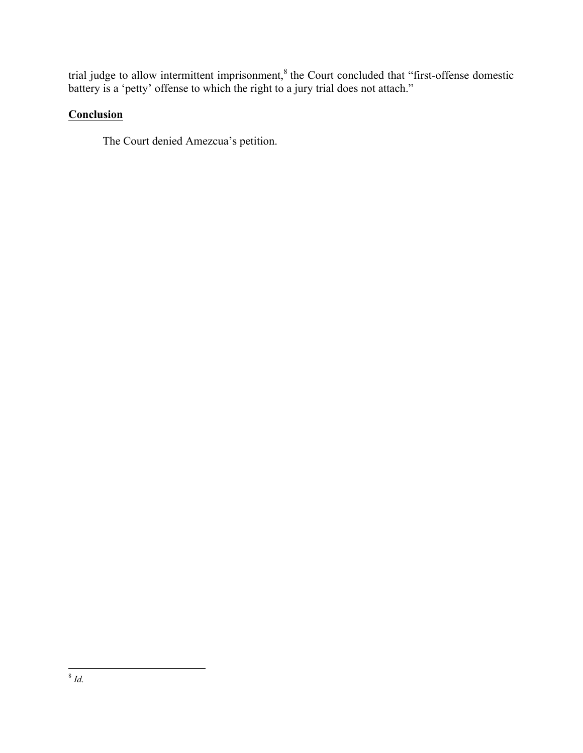trial judge to allow intermittent imprisonment,[8] the Court concluded that "first-offense domestic battery is a 'petty' offense to which the right to a jury trial does not attach."

**Conclusion**

The Court denied Amezcua's petition.

[8] *Id.*